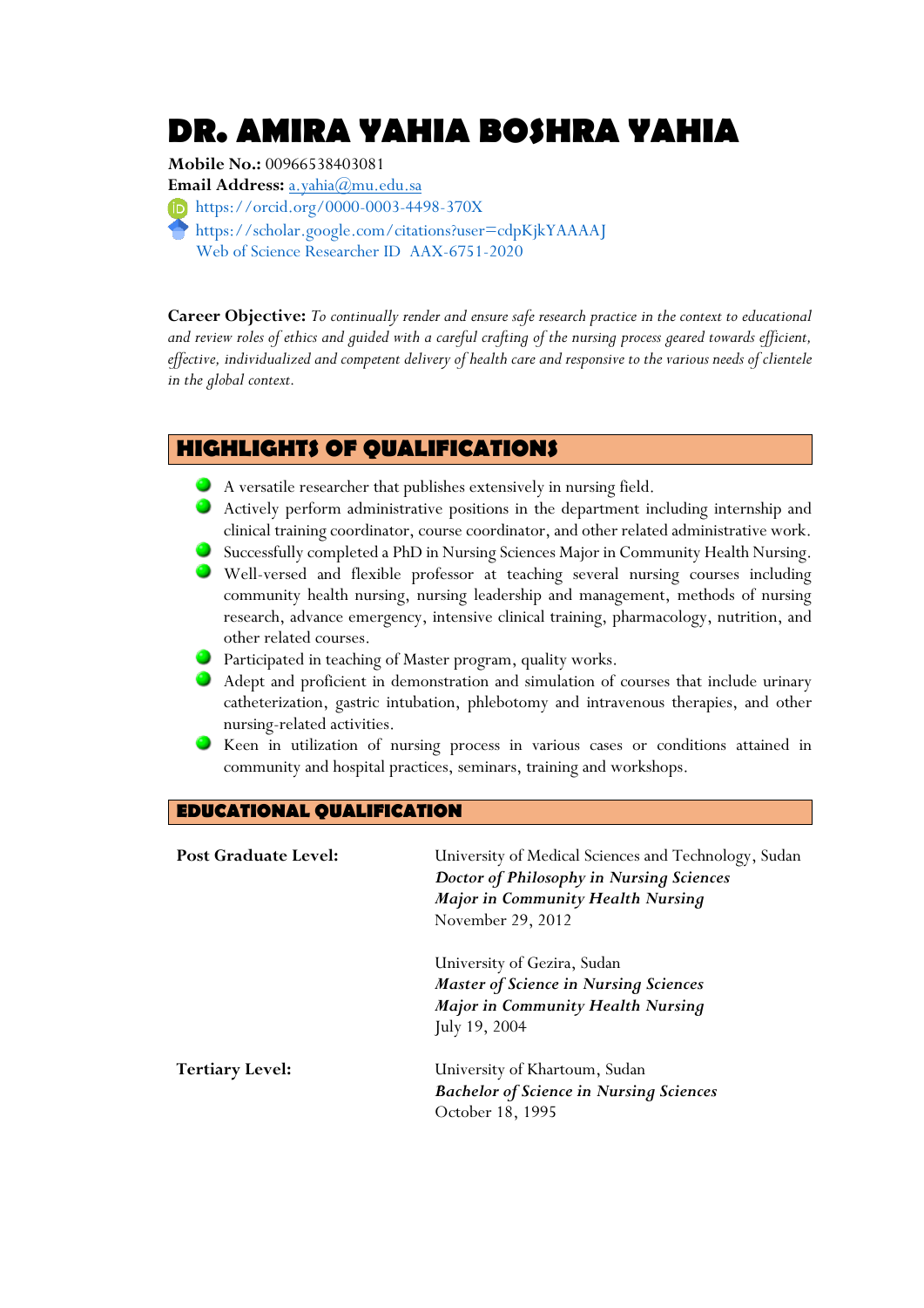# DR. AMIRA YAHIA BOSHRA YAHIA

**Mobile No.:** 00966538403081
**Email Address:** a.yahia@mu.edu.sa
https://orcid.org/0000-0003-4498-370X
https://scholar.google.com/citations?user=cdpKjkYAAAAJ
Web of Science Researcher ID AAX-6751-2020

**Career Objective:** *To continually render and ensure safe research practice in the context to educational and review roles of ethics and guided with a careful crafting of the nursing process geared towards efficient, effective, individualized and competent delivery of health care and responsive to the various needs of clientele in the global context.*

## HIGHLIGHTS OF QUALIFICATIONS

- A versatile researcher that publishes extensively in nursing field.
- Actively perform administrative positions in the department including internship and clinical training coordinator, course coordinator, and other related administrative work.
- Successfully completed a PhD in Nursing Sciences Major in Community Health Nursing.
- Well-versed and flexible professor at teaching several nursing courses including community health nursing, nursing leadership and management, methods of nursing research, advance emergency, intensive clinical training, pharmacology, nutrition, and other related courses.
- Participated in teaching of Master program, quality works.
- Adept and proficient in demonstration and simulation of courses that include urinary catheterization, gastric intubation, phlebotomy and intravenous therapies, and other nursing-related activities.
- Keen in utilization of nursing process in various cases or conditions attained in community and hospital practices, seminars, training and workshops.

## EDUCATIONAL QUALIFICATION

**Post Graduate Level:**

University of Medical Sciences and Technology, Sudan
***Doctor of Philosophy in Nursing Sciences***
***Major in Community Health Nursing***
November 29, 2012

University of Gezira, Sudan
***Master of Science in Nursing Sciences***
***Major in Community Health Nursing***
July 19, 2004

**Tertiary Level:**

University of Khartoum, Sudan
***Bachelor of Science in Nursing Sciences***
October 18, 1995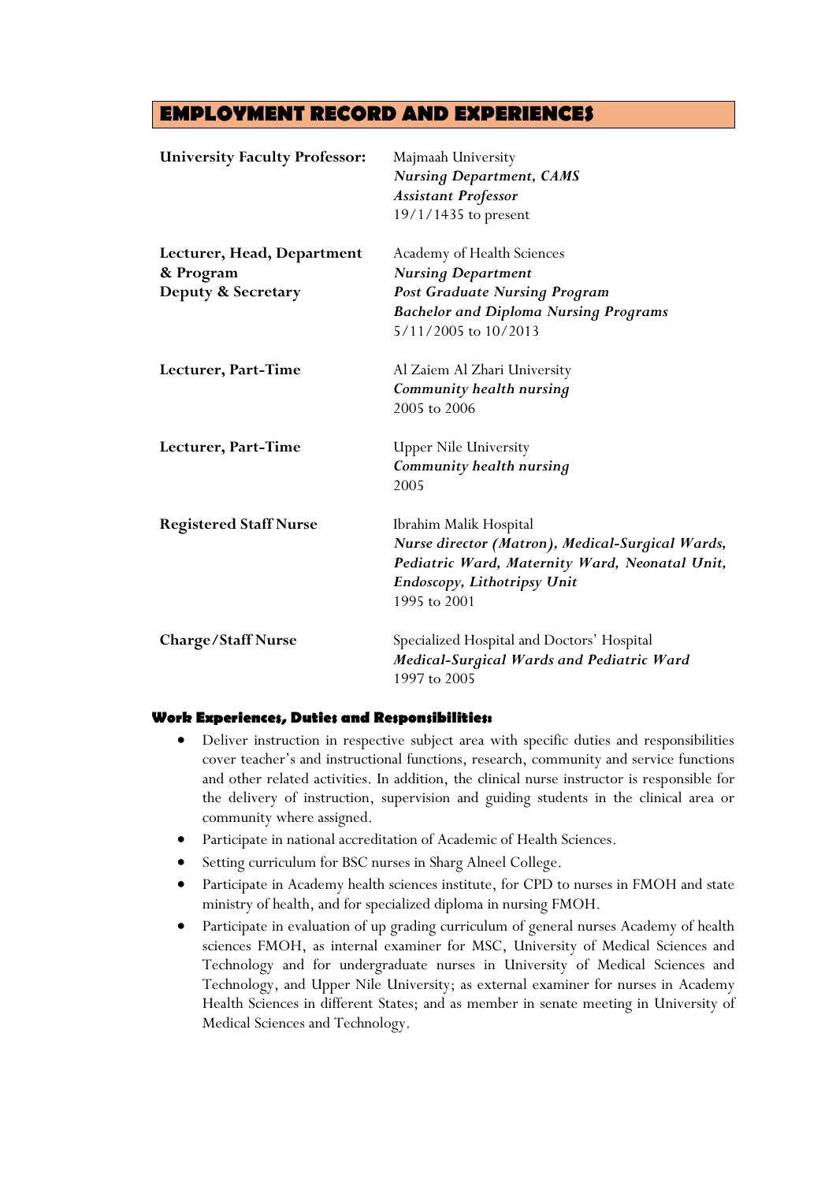## EMPLOYMENT RECORD AND EXPERIENCES

| | |
|---|---|
| **University Faculty Professor:** | Majmaah University<br>***Nursing Department, CAMS***<br>***Assistant Professor***<br>19/1/1435 to present |
| **Lecturer, Head, Department & Program Deputy & Secretary** | Academy of Health Sciences<br>***Nursing Department***<br>***Post Graduate Nursing Program***<br>***Bachelor and Diploma Nursing Programs***<br>5/11/2005 to 10/2013 |
| **Lecturer, Part-Time** | Al Zaiem Al Zhari University<br>***Community health nursing***<br>2005 to 2006 |
| **Lecturer, Part-Time** | Upper Nile University<br>***Community health nursing***<br>2005 |
| **Registered Staff Nurse** | Ibrahim Malik Hospital<br>***Nurse director (Matron), Medical-Surgical Wards, Pediatric Ward, Maternity Ward, Neonatal Unit, Endoscopy, Lithotripsy Unit***<br>1995 to 2001 |
| **Charge/Staff Nurse** | Specialized Hospital and Doctors' Hospital<br>***Medical-Surgical Wards and Pediatric Ward***<br>1997 to 2005 |

### Work Experiences, Duties and Responsibilities:

- Deliver instruction in respective subject area with specific duties and responsibilities cover teacher's and instructional functions, research, community and service functions and other related activities. In addition, the clinical nurse instructor is responsible for the delivery of instruction, supervision and guiding students in the clinical area or community where assigned.
- Participate in national accreditation of Academic of Health Sciences.
- Setting curriculum for BSC nurses in Sharg Alneel College.
- Participate in Academy health sciences institute, for CPD to nurses in FMOH and state ministry of health, and for specialized diploma in nursing FMOH.
- Participate in evaluation of up grading curriculum of general nurses Academy of health sciences FMOH, as internal examiner for MSC, University of Medical Sciences and Technology and for undergraduate nurses in University of Medical Sciences and Technology, and Upper Nile University; as external examiner for nurses in Academy Health Sciences in different States; and as member in senate meeting in University of Medical Sciences and Technology.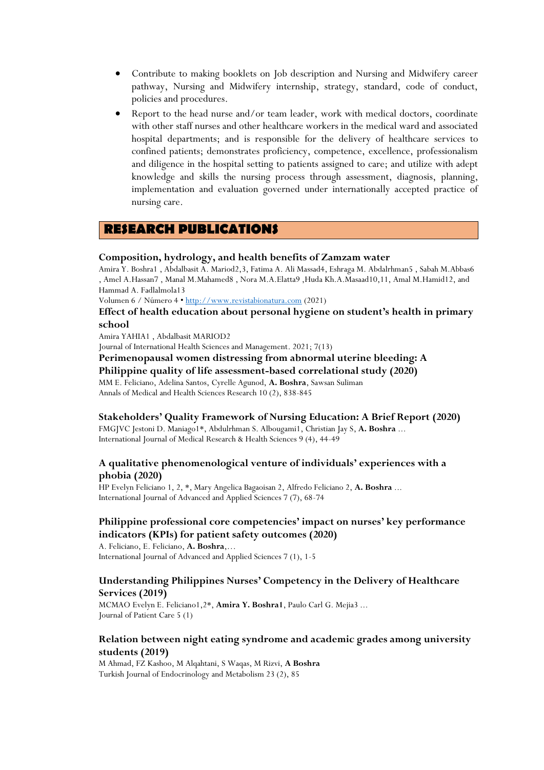- Contribute to making booklets on Job description and Nursing and Midwifery career pathway, Nursing and Midwifery internship, strategy, standard, code of conduct, policies and procedures.
- Report to the head nurse and/or team leader, work with medical doctors, coordinate with other staff nurses and other healthcare workers in the medical ward and associated hospital departments; and is responsible for the delivery of healthcare services to confined patients; demonstrates proficiency, competence, excellence, professionalism and diligence in the hospital setting to patients assigned to care; and utilize with adept knowledge and skills the nursing process through assessment, diagnosis, planning, implementation and evaluation governed under internationally accepted practice of nursing care.

## RESEARCH PUBLICATIONS

**Composition, hydrology, and health benefits of Zamzam water**
Amira Y. Boshra1 , Abdalbasit A. Mariod2,3, Fatima A. Ali Massad4, Eshraga M. Abdalrhman5 , Sabah M.Abbas6 , Amel A.Hassan7 , Manal M.Mahamed8 , Nora M.A.Elatta9 ,Huda Kh.A.Masaad10,11, Amal M.Hamid12, and Hammad A. Fadlalmola13
Volumen 6 / Número 4 • http://www.revistabionatura.com (2021)

**Effect of health education about personal hygiene on student's health in primary school**
Amira YAHIA1 , Abdalbasit MARIOD2
Journal of International Health Sciences and Management. 2021; 7(13)

**Perimenopausal women distressing from abnormal uterine bleeding: A Philippine quality of life assessment-based correlational study (2020)**
MM E. Feliciano, Adelina Santos, Cyrelle Agunod, **A. Boshra**, Sawsan Suliman
Annals of Medical and Health Sciences Research 10 (2), 838-845

**Stakeholders' Quality Framework of Nursing Education: A Brief Report (2020)**
FMGJVC Jestoni D. Maniago1*, Abdulrhman S. Albougami1, Christian Jay S, **A. Boshra** ...
International Journal of Medical Research & Health Sciences 9 (4), 44-49

**A qualitative phenomenological venture of individuals' experiences with a phobia (2020)**
HP Evelyn Feliciano 1, 2, *, Mary Angelica Bagaoisan 2, Alfredo Feliciano 2, **A. Boshra** ...
International Journal of Advanced and Applied Sciences 7 (7), 68-74

**Philippine professional core competencies' impact on nurses' key performance indicators (KPIs) for patient safety outcomes (2020)**
A. Feliciano, E. Feliciano, **A. Boshra**,...
International Journal of Advanced and Applied Sciences 7 (1), 1-5

**Understanding Philippines Nurses' Competency in the Delivery of Healthcare Services (2019)**
MCMAO Evelyn E. Feliciano1,2*, **Amira Y. Boshra1**, Paulo Carl G. Mejia3 ...
Journal of Patient Care 5 (1)

**Relation between night eating syndrome and academic grades among university students (2019)**
M Ahmad, FZ Kashoo, M Alqahtani, S Waqas, M Rizvi, **A Boshra**
Turkish Journal of Endocrinology and Metabolism 23 (2), 85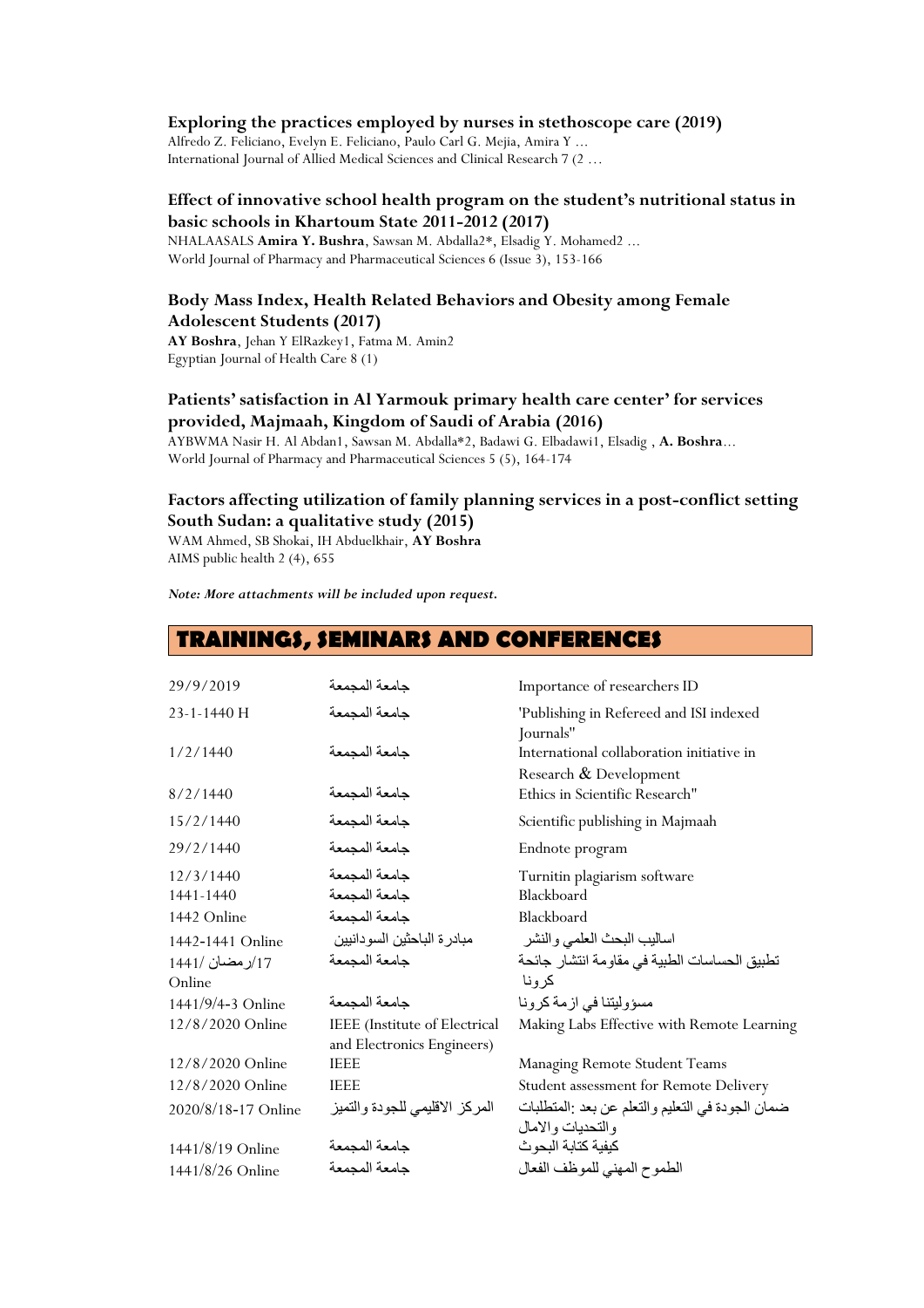**Exploring the practices employed by nurses in stethoscope care (2019)**
Alfredo Z. Feliciano, Evelyn E. Feliciano, Paulo Carl G. Mejia, Amira Y ...
International Journal of Allied Medical Sciences and Clinical Research 7 (2 ...

**Effect of innovative school health program on the student's nutritional status in basic schools in Khartoum State 2011-2012 (2017)**
NHALAASALS **Amira Y. Bushra**, Sawsan M. Abdalla2*, Elsadig Y. Mohamed2 ...
World Journal of Pharmacy and Pharmaceutical Sciences 6 (Issue 3), 153-166

**Body Mass Index, Health Related Behaviors and Obesity among Female Adolescent Students (2017)**
**AY Boshra**, Jehan Y ElRazkey1, Fatma M. Amin2
Egyptian Journal of Health Care 8 (1)

**Patients' satisfaction in Al Yarmouk primary health care center' for services provided, Majmaah, Kingdom of Saudi of Arabia (2016)**
AYBWMA Nasir H. Al Abdan1, Sawsan M. Abdalla*2, Badawi G. Elbadawi1, Elsadig , **A. Boshra**...
World Journal of Pharmacy and Pharmaceutical Sciences 5 (5), 164-174

**Factors affecting utilization of family planning services in a post-conflict setting South Sudan: a qualitative study (2015)**
WAM Ahmed, SB Shokai, IH Abduelkhair, **AY Boshra**
AIMS public health 2 (4), 655

***Note: More attachments will be included upon request.***

## TRAININGS, SEMINARS AND CONFERENCES

| | | |
|---|---|---|
| 29/9/2019 | جامعة المجمعة | Importance of researchers ID |
| 23-1-1440 H | جامعة المجمعة | 'Publishing in Refereed and ISI indexed Journals" |
| 1/2/1440 | جامعة المجمعة | International collaboration initiative in Research & Development |
| 8/2/1440 | جامعة المجمعة | Ethics in Scientific Research" |
| 15/2/1440 | جامعة المجمعة | Scientific publishing in Majmaah |
| 29/2/1440 | جامعة المجمعة | Endnote program |
| 12/3/1440 | جامعة المجمعة | Turnitin plagiarism software |
| 1441-1440 | جامعة المجمعة | Blackboard |
| 1442 Online | جامعة المجمعة | Blackboard |
| 1442-1441 Online | مبادرة الباحثين السودانيين | اساليب البحث العلمي والنشر |
| 17/رمضان /1441 Online | جامعة المجمعة | تطبيق الحساسات الطبية في مقاومة انتشار جائحة كرونا |
| 1441/9/4-3 Online | جامعة المجمعة | مسؤوليتنا في ازمة كرونا |
| 12/8/2020 Online | IEEE (Institute of Electrical and Electronics Engineers) | Making Labs Effective with Remote Learning |
| 12/8/2020 Online | IEEE | Managing Remote Student Teams |
| 12/8/2020 Online | IEEE | Student assessment for Remote Delivery |
| 2020/8/18-17 Online | المركز الاقليمي للجودة والتميز | ضمان الجودة في التعليم والتعلم عن بعد :المتطلبات والتحديات والامال |
| 1441/8/19 Online | جامعة المجمعة | كيفية كتابة البحوث |
| 1441/8/26 Online | جامعة المجمعة | الطموح المهني للموظف الفعال |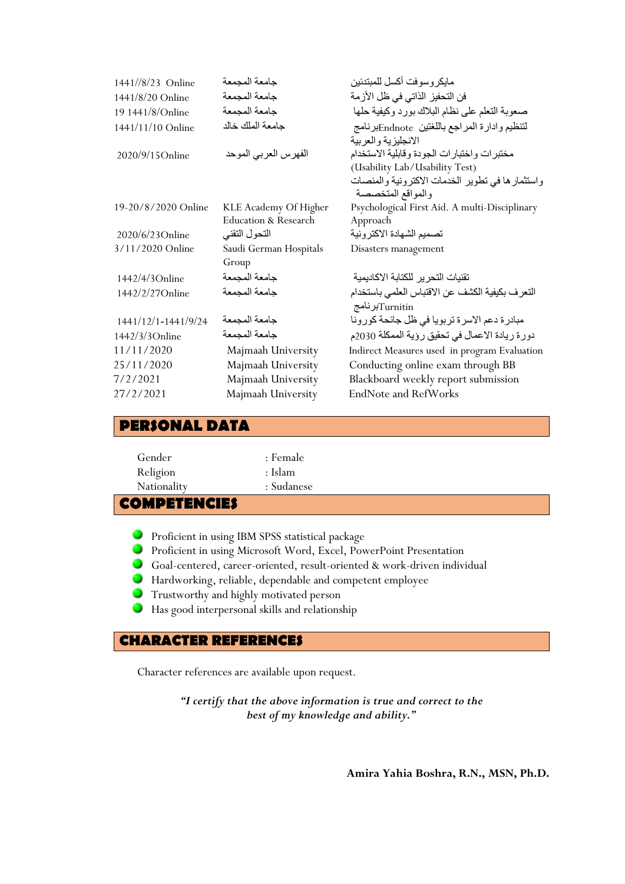| | | |
|---|---|---|
| 1441//8/23 Online | جامعة المجمعة | مايكروسوفت أكسل للمبتدئين |
| 1441/8/20 Online | جامعة المجمعة | فن التحفيز الذاتي في ظل الأزمة |
| 19 1441/8/Online | جامعة المجمعة | صعوبة التعلم على نظام البلاك بورد وكيفية حلها |
| 1441/11/10 Online | جامعة الملك خالد | برنامجEndnote لتنظيم وادارة المراجع باللغتين الانجليزية والعربية |
| 2020/9/15Online | الفهرس العربي الموحد | مختبرات واختبارات الجودة وقابلية الاستخدام (Usability Lab/Usability Test) واستثمارها في تطوير الخدمات الاكترونية والمنصات والمواقع المتخصصة |
| 19-20/8/2020 Online | KLE Academy Of Higher Education & Research | Psychological First Aid. A multi-Disciplinary Approach |
| 2020/6/23Online | التحول التقني | تصميم الشهادة الاكترونية |
| 3/11/2020 Online | Saudi German Hospitals Group | Disasters management |
| 1442/4/3Online | جامعة المجمعة | تقنيات التحرير للكتابة الاكاديمية |
| 1442/2/27Online | جامعة المجمعة | التعرف بكيفية الكشف عن الاقتباس العلمي باستخدام برنامجTurnitin |
| 1441/12/1-1441/9/24 | جامعة المجمعة | مبادرة دعم الاسرة تربويا في ظل جائحة كورونا |
| 1442/3/3Online | جامعة المجمعة | دورة ريادة الاعمال في تحقيق رؤية المملكة 2030م |
| 11/11/2020 | Majmaah University | Indirect Measures used in program Evaluation |
| 25/11/2020 | Majmaah University | Conducting online exam through BB |
| 7/2/2021 | Majmaah University | Blackboard weekly report submission |
| 27/2/2021 | Majmaah University | EndNote and RefWorks |

## PERSONAL DATA

Gender : Female
Religion : Islam
Nationality : Sudanese

## COMPETENCIES

- Proficient in using IBM SPSS statistical package
- Proficient in using Microsoft Word, Excel, PowerPoint Presentation
- Goal-centered, career-oriented, result-oriented & work-driven individual
- Hardworking, reliable, dependable and competent employee
- Trustworthy and highly motivated person
- Has good interpersonal skills and relationship

## CHARACTER REFERENCES

Character references are available upon request.

***"I certify that the above information is true and correct to the best of my knowledge and ability."***

**Amira Yahia Boshra, R.N., MSN, Ph.D.**